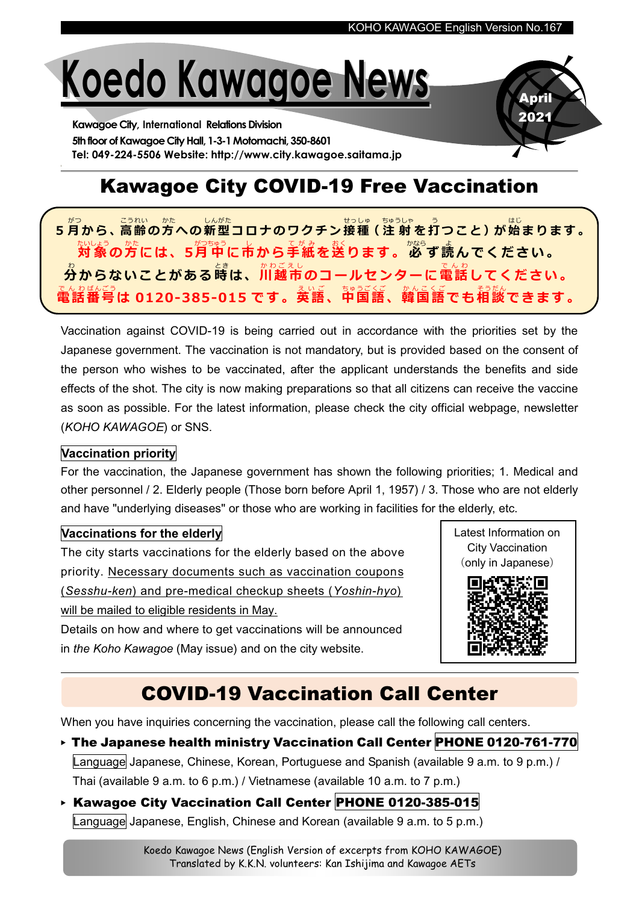# Koedo Kawagoe News

April 2021

Kawagoe City, International Relations Division
5th floor of Kawagoe City Hall, 1-3-1 Motomachi, 350-8601
Tel: 049-224-5506 Website: http://www.city.kawagoe.saitama.jp

## Kawagoe City COVID-19 Free Vaccination

**5月から、高齢の方への新型コロナのワクチン接種（注射を打つこと）が始まります。**
**対象の方には、5月中に市から手紙を送ります。必ず読んでください。**
**分からないことがある時は、川越市のコールセンターに電話してください。**
**電話番号は 0120-385-015 です。英語、中国語、韓国語でも相談できます。**

Vaccination against COVID-19 is being carried out in accordance with the priorities set by the Japanese government. The vaccination is not mandatory, but is provided based on the consent of the person who wishes to be vaccinated, after the applicant understands the benefits and side effects of the shot. The city is now making preparations so that all citizens can receive the vaccine as soon as possible. For the latest information, please check the city official webpage, newsletter (*KOHO KAWAGOE*) or SNS.

### Vaccination priority

For the vaccination, the Japanese government has shown the following priorities; 1. Medical and other personnel / 2. Elderly people (Those born before April 1, 1957) / 3. Those who are not elderly and have "underlying diseases" or those who are working in facilities for the elderly, etc.

### Vaccinations for the elderly

The city starts vaccinations for the elderly based on the above priority. Necessary documents such as vaccination coupons (*Sesshu-ken*) and pre-medical checkup sheets (*Yoshin-hyo*) will be mailed to eligible residents in May.

Details on how and where to get vaccinations will be announced in *the Koho Kawagoe* (May issue) and on the city website.

Latest Information on City Vaccination (only in Japanese)

## COVID-19 Vaccination Call Center

When you have inquiries concerning the vaccination, please call the following call centers.

- **The Japanese health ministry Vaccination Call Center PHONE 0120-761-770**
  Language Japanese, Chinese, Korean, Portuguese and Spanish (available 9 a.m. to 9 p.m.) / Thai (available 9 a.m. to 6 p.m.) / Vietnamese (available 10 a.m. to 7 p.m.)
- **Kawagoe City Vaccination Call Center PHONE 0120-385-015**
  Language Japanese, English, Chinese and Korean (available 9 a.m. to 5 p.m.)

Koedo Kawagoe News (English Version of excerpts from KOHO KAWAGOE)
Translated by K.K.N. volunteers: Kan Ishijima and Kawagoe AETs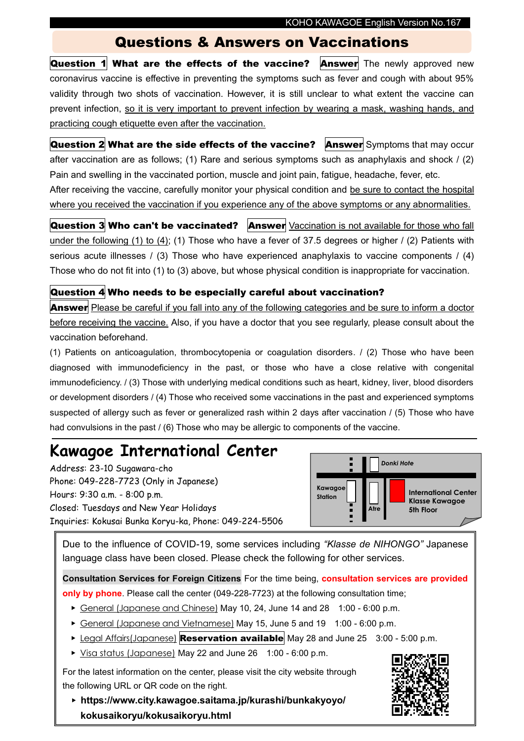# Questions & Answers on Vaccinations

**Question 1 What are the effects of the vaccine?** **Answer** The newly approved new coronavirus vaccine is effective in preventing the symptoms such as fever and cough with about 95% validity through two shots of vaccination. However, it is still unclear to what extent the vaccine can prevent infection, so it is very important to prevent infection by wearing a mask, washing hands, and practicing cough etiquette even after the vaccination.

**Question 2 What are the side effects of the vaccine?** **Answer** Symptoms that may occur after vaccination are as follows; (1) Rare and serious symptoms such as anaphylaxis and shock / (2) Pain and swelling in the vaccinated portion, muscle and joint pain, fatigue, headache, fever, etc.
After receiving the vaccine, carefully monitor your physical condition and be sure to contact the hospital where you received the vaccination if you experience any of the above symptoms or any abnormalities.

**Question 3 Who can't be vaccinated?** **Answer** Vaccination is not available for those who fall under the following (1) to (4); (1) Those who have a fever of 37.5 degrees or higher / (2) Patients with serious acute illnesses / (3) Those who have experienced anaphylaxis to vaccine components / (4) Those who do not fit into (1) to (3) above, but whose physical condition is inappropriate for vaccination.

**Question 4 Who needs to be especially careful about vaccination?**
**Answer** Please be careful if you fall into any of the following categories and be sure to inform a doctor before receiving the vaccine. Also, if you have a doctor that you see regularly, please consult about the vaccination beforehand.
(1) Patients on anticoagulation, thrombocytopenia or coagulation disorders. / (2) Those who have been diagnosed with immunodeficiency in the past, or those who have a close relative with congenital immunodeficiency. / (3) Those with underlying medical conditions such as heart, kidney, liver, blood disorders or development disorders / (4) Those who received some vaccinations in the past and experienced symptoms suspected of allergy such as fever or generalized rash within 2 days after vaccination / (5) Those who have had convulsions in the past / (6) Those who may be allergic to components of the vaccine.

## Kawagoe International Center

Address: 23-10 Sugawara-cho
Phone: 049-228-7723 (Only in Japanese)
Hours: 9:30 a.m. - 8:00 p.m.
Closed: Tuesdays and New Year Holidays
Inquiries: Kokusai Bunka Koryu-ka, Phone: 049-224-5506

Donki Hote
Kawagoe Station
Atre
International Center
Klasse Kawagoe
5th Floor

Due to the influence of COVID-19, some services including *"Klasse de NIHONGO"* Japanese language class have been closed. Please check the following for other services.

**Consultation Services for Foreign Citizens** For the time being, **consultation services are provided only by phone**. Please call the center (049-228-7723) at the following consultation time;

- General (Japanese and Chinese) May 10, 24, June 14 and 28 1:00 - 6:00 p.m.
- General (Japanese and Vietnamese) May 15, June 5 and 19 1:00 - 6:00 p.m.
- Legal Affairs(Japanese) **Reservation available** May 28 and June 25 3:00 - 5:00 p.m.
- Visa status (Japanese) May 22 and June 26 1:00 - 6:00 p.m.

For the latest information on the center, please visit the city website through the following URL or QR code on the right.

- **https://www.city.kawagoe.saitama.jp/kurashi/bunkakyoyo/kokusaikoryu/kokusaikoryu.html**